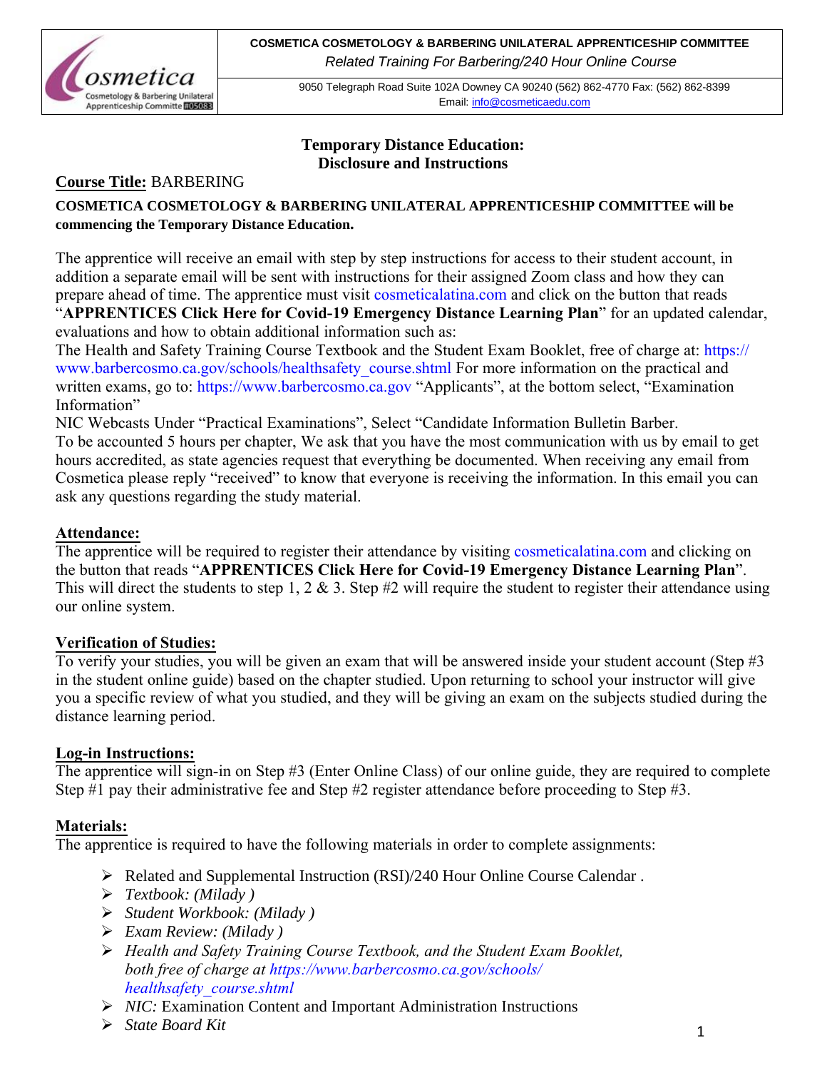**COSMETICA COSMETOLOGY & BARBERING UNILATERAL APPRENTICESHIP COMMITTEE**
*Related Training For Barbering/240 Hour Online Course*

9050 Telegraph Road Suite 102A Downey CA 90240 (562) 862-4770 Fax: (562) 862-8399
Email: info@cosmeticaedu.com

## Temporary Distance Education: Disclosure and Instructions

**Course Title:** BARBERING

**COSMETICA COSMETOLOGY & BARBERING UNILATERAL APPRENTICESHIP COMMITTEE will be commencing the Temporary Distance Education.**

The apprentice will receive an email with step by step instructions for access to their student account, in addition a separate email will be sent with instructions for their assigned Zoom class and how they can prepare ahead of time. The apprentice must visit cosmeticalatina.com and click on the button that reads "**APPRENTICES Click Here for Covid-19 Emergency Distance Learning Plan**" for an updated calendar, evaluations and how to obtain additional information such as:
The Health and Safety Training Course Textbook and the Student Exam Booklet, free of charge at: https://www.barbercosmo.ca.gov/schools/healthsafety_course.shtml For more information on the practical and written exams, go to: https://www.barbercosmo.ca.gov "Applicants", at the bottom select, "Examination Information"
NIC Webcasts Under "Practical Examinations", Select "Candidate Information Bulletin Barber.
To be accounted 5 hours per chapter, We ask that you have the most communication with us by email to get hours accredited, as state agencies request that everything be documented. When receiving any email from Cosmetica please reply "received" to know that everyone is receiving the information. In this email you can ask any questions regarding the study material.

**Attendance:**
The apprentice will be required to register their attendance by visiting cosmeticalatina.com and clicking on the button that reads "**APPRENTICES Click Here for Covid-19 Emergency Distance Learning Plan**". This will direct the students to step 1, 2 & 3. Step #2 will require the student to register their attendance using our online system.

**Verification of Studies:**
To verify your studies, you will be given an exam that will be answered inside your student account (Step #3 in the student online guide) based on the chapter studied. Upon returning to school your instructor will give you a specific review of what you studied, and they will be giving an exam on the subjects studied during the distance learning period.

**Log-in Instructions:**
The apprentice will sign-in on Step #3 (Enter Online Class) of our online guide, they are required to complete Step #1 pay their administrative fee and Step #2 register attendance before proceeding to Step #3.

**Materials:**
The apprentice is required to have the following materials in order to complete assignments:

- Related and Supplemental Instruction (RSI)/240 Hour Online Course Calendar .
- *Textbook: (Milady )*
- *Student Workbook: (Milady )*
- *Exam Review: (Milady )*
- *Health and Safety Training Course Textbook, and the Student Exam Booklet, both free of charge at https://www.barbercosmo.ca.gov/schools/healthsafety_course.shtml*
- *NIC:* Examination Content and Important Administration Instructions
- *State Board Kit*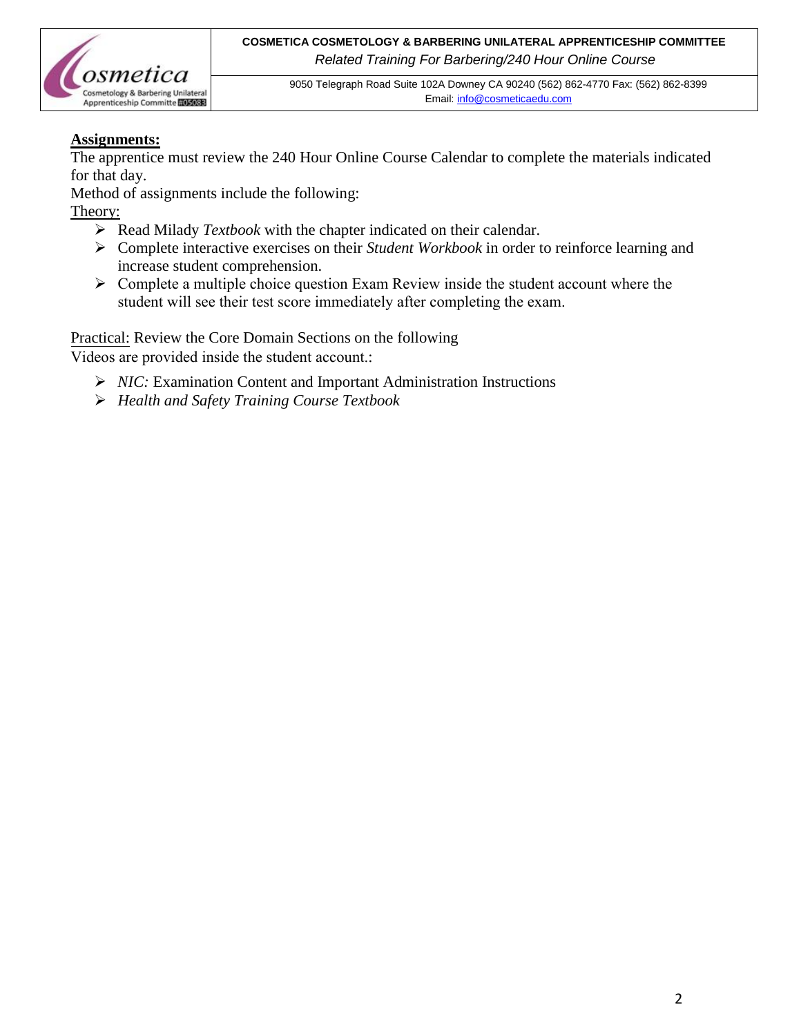**Assignments:**

The apprentice must review the 240 Hour Online Course Calendar to complete the materials indicated for that day.

Method of assignments include the following:

Theory:

- Read Milady *Textbook* with the chapter indicated on their calendar.
- Complete interactive exercises on their *Student Workbook* in order to reinforce learning and increase student comprehension.
- Complete a multiple choice question Exam Review inside the student account where the student will see their test score immediately after completing the exam.

Practical: Review the Core Domain Sections on the following

Videos are provided inside the student account.:

- *NIC:* Examination Content and Important Administration Instructions
- *Health and Safety Training Course Textbook*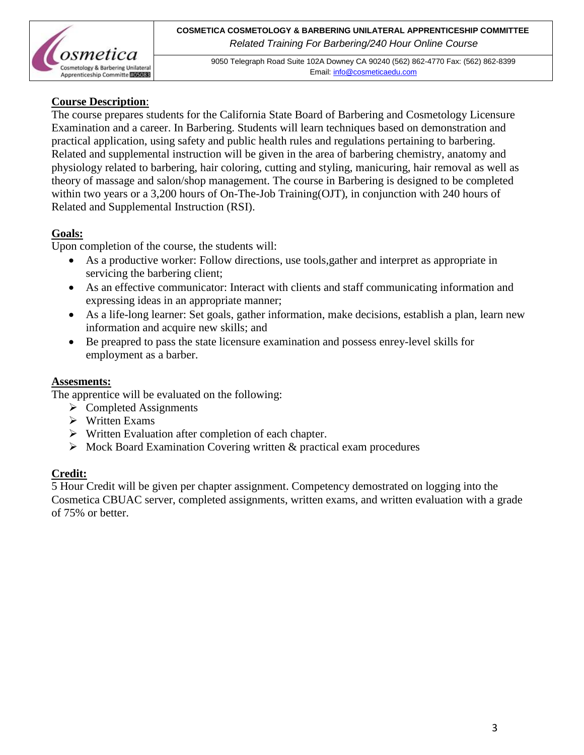**COSMETICA COSMETOLOGY & BARBERING UNILATERAL APPRENTICESHIP COMMITTEE**
*Related Training For Barbering/240 Hour Online Course*

9050 Telegraph Road Suite 102A Downey CA 90240 (562) 862-4770 Fax: (562) 862-8399
Email: info@cosmeticaedu.com

**Course Description**:
The course prepares students for the California State Board of Barbering and Cosmetology Licensure Examination and a career. In Barbering. Students will learn techniques based on demonstration and practical application, using safety and public health rules and regulations pertaining to barbering. Related and supplemental instruction will be given in the area of barbering chemistry, anatomy and physiology related to barbering, hair coloring, cutting and styling, manicuring, hair removal as well as theory of massage and salon/shop management. The course in Barbering is designed to be completed within two years or a 3,200 hours of On-The-Job Training(OJT), in conjunction with 240 hours of Related and Supplemental Instruction (RSI).

**Goals:**
Upon completion of the course, the students will:

- As a productive worker: Follow directions, use tools,gather and interpret as appropriate in servicing the barbering client;
- As an effective communicator: Interact with clients and staff communicating information and expressing ideas in an appropriate manner;
- As a life-long learner: Set goals, gather information, make decisions, establish a plan, learn new information and acquire new skills; and
- Be preapred to pass the state licensure examination and possess enrey-level skills for employment as a barber.

**Assesments:**
The apprentice will be evaluated on the following:

- Completed Assignments
- Written Exams
- Written Evaluation after completion of each chapter.
- Mock Board Examination Covering written & practical exam procedures

**Credit:**
5 Hour Credit will be given per chapter assignment. Competency demostrated on logging into the Cosmetica CBUAC server, completed assignments, written exams, and written evaluation with a grade of 75% or better.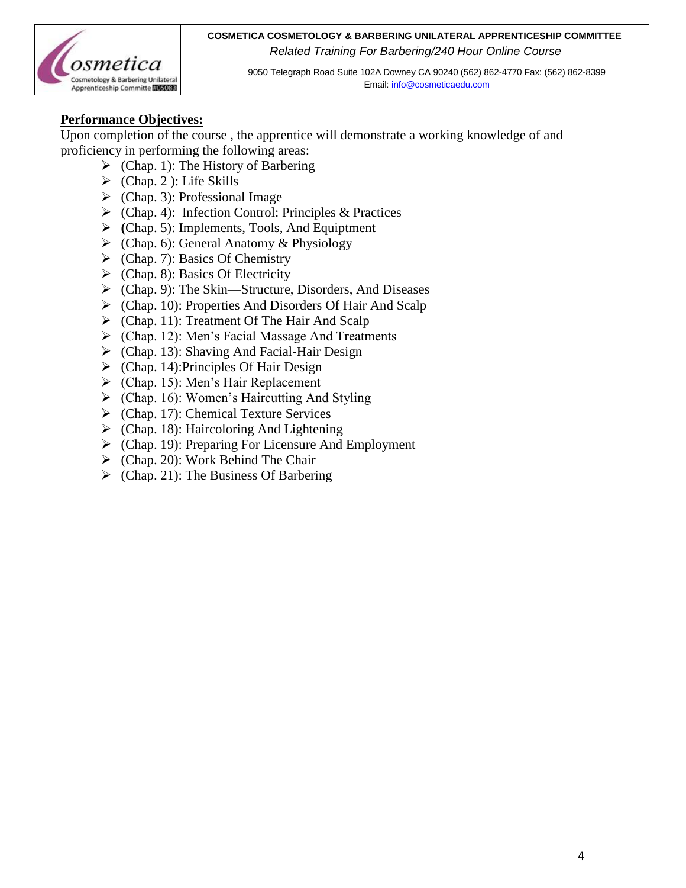**Performance Objectives:**

Upon completion of the course , the apprentice will demonstrate a working knowledge of and proficiency in performing the following areas:

- (Chap. 1): The History of Barbering
- (Chap. 2 ): Life Skills
- (Chap. 3): Professional Image
- (Chap. 4): Infection Control: Principles & Practices
- (Chap. 5): Implements, Tools, And Equiptment
- (Chap. 6): General Anatomy & Physiology
- (Chap. 7): Basics Of Chemistry
- (Chap. 8): Basics Of Electricity
- (Chap. 9): The Skin—Structure, Disorders, And Diseases
- (Chap. 10): Properties And Disorders Of Hair And Scalp
- (Chap. 11): Treatment Of The Hair And Scalp
- (Chap. 12): Men's Facial Massage And Treatments
- (Chap. 13): Shaving And Facial-Hair Design
- (Chap. 14):Principles Of Hair Design
- (Chap. 15): Men's Hair Replacement
- (Chap. 16): Women's Haircutting And Styling
- (Chap. 17): Chemical Texture Services
- (Chap. 18): Haircoloring And Lightening
- (Chap. 19): Preparing For Licensure And Employment
- (Chap. 20): Work Behind The Chair
- (Chap. 21): The Business Of Barbering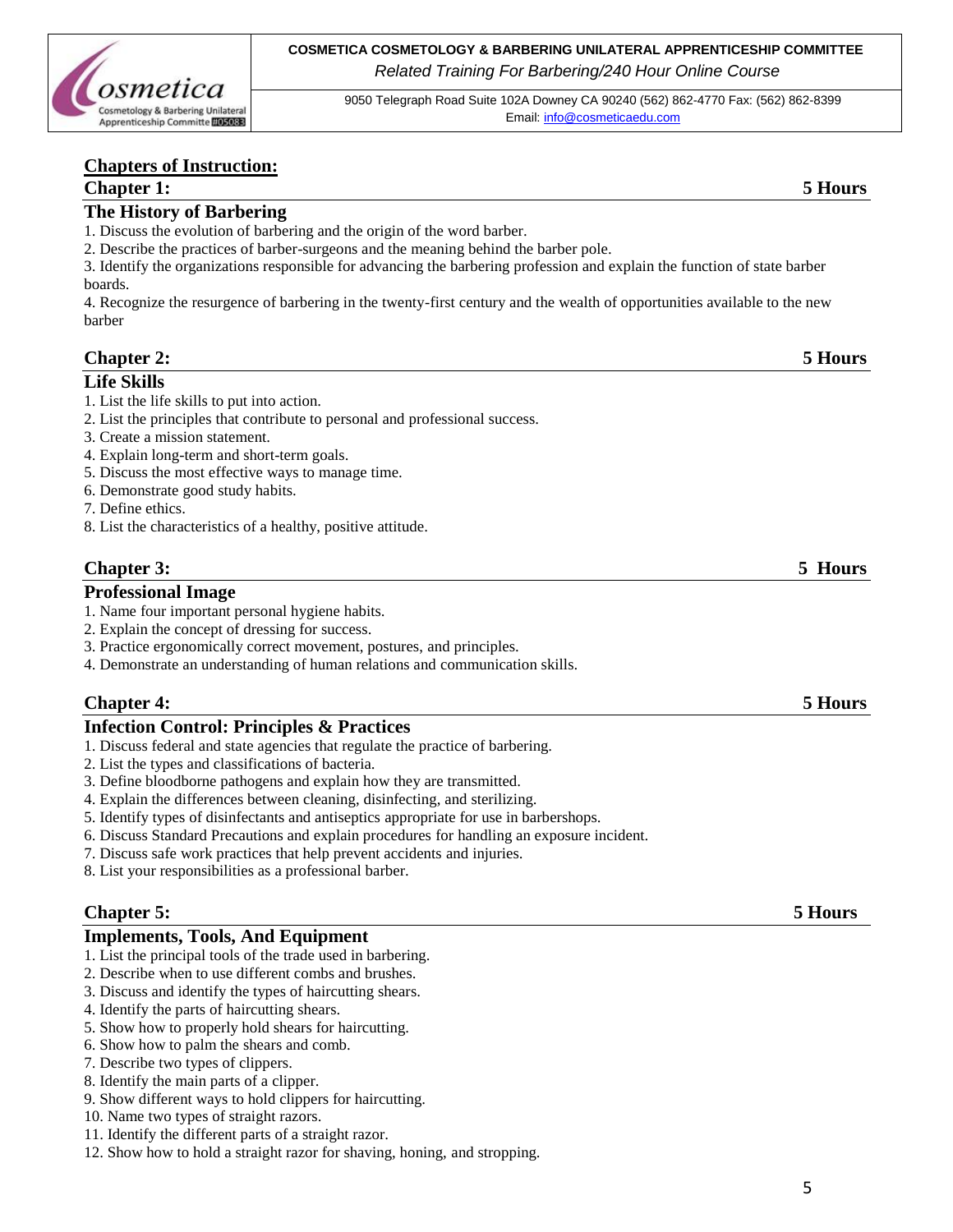## Chapters of Instruction:

### Chapter 1: 5 Hours

### The History of Barbering

1. Discuss the evolution of barbering and the origin of the word barber.
2. Describe the practices of barber-surgeons and the meaning behind the barber pole.
3. Identify the organizations responsible for advancing the barbering profession and explain the function of state barber boards.
4. Recognize the resurgence of barbering in the twenty-first century and the wealth of opportunities available to the new barber

### Chapter 2: 5 Hours

### Life Skills

1. List the life skills to put into action.
2. List the principles that contribute to personal and professional success.
3. Create a mission statement.
4. Explain long-term and short-term goals.
5. Discuss the most effective ways to manage time.
6. Demonstrate good study habits.
7. Define ethics.
8. List the characteristics of a healthy, positive attitude.

### Chapter 3: 5 Hours

### Professional Image

1. Name four important personal hygiene habits.
2. Explain the concept of dressing for success.
3. Practice ergonomically correct movement, postures, and principles.
4. Demonstrate an understanding of human relations and communication skills.

### Chapter 4: 5 Hours

### Infection Control: Principles & Practices

1. Discuss federal and state agencies that regulate the practice of barbering.
2. List the types and classifications of bacteria.
3. Define bloodborne pathogens and explain how they are transmitted.
4. Explain the differences between cleaning, disinfecting, and sterilizing.
5. Identify types of disinfectants and antiseptics appropriate for use in barbershops.
6. Discuss Standard Precautions and explain procedures for handling an exposure incident.
7. Discuss safe work practices that help prevent accidents and injuries.
8. List your responsibilities as a professional barber.

### Chapter 5: 5 Hours

### Implements, Tools, And Equipment

1. List the principal tools of the trade used in barbering.
2. Describe when to use different combs and brushes.
3. Discuss and identify the types of haircutting shears.
4. Identify the parts of haircutting shears.
5. Show how to properly hold shears for haircutting.
6. Show how to palm the shears and comb.
7. Describe two types of clippers.
8. Identify the main parts of a clipper.
9. Show different ways to hold clippers for haircutting.
10. Name two types of straight razors.
11. Identify the different parts of a straight razor.
12. Show how to hold a straight razor for shaving, honing, and stropping.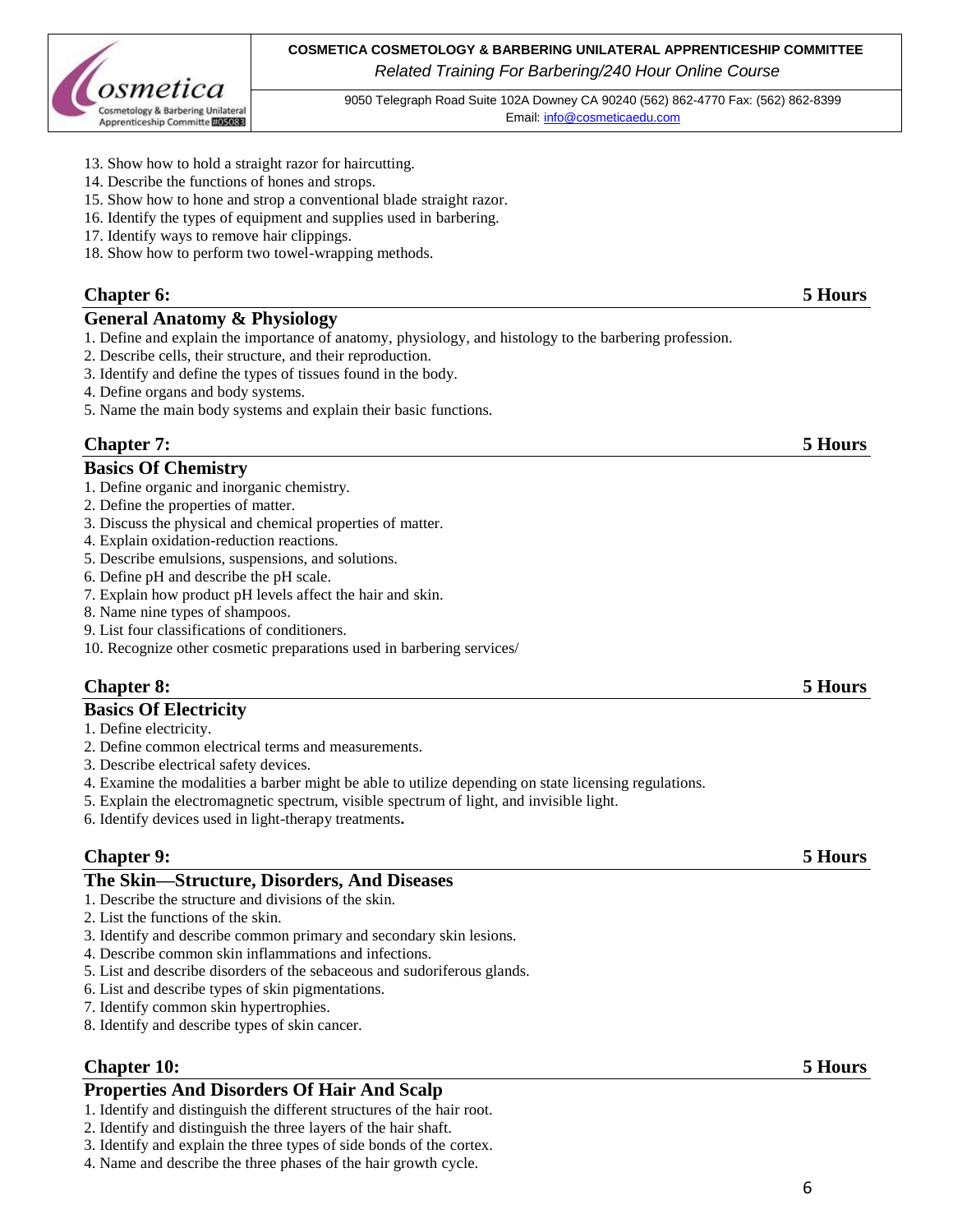13. Show how to hold a straight razor for haircutting.
14. Describe the functions of hones and strops.
15. Show how to hone and strop a conventional blade straight razor.
16. Identify the types of equipment and supplies used in barbering.
17. Identify ways to remove hair clippings.
18. Show how to perform two towel-wrapping methods.

## Chapter 6: 5 Hours

### General Anatomy & Physiology

1. Define and explain the importance of anatomy, physiology, and histology to the barbering profession.
2. Describe cells, their structure, and their reproduction.
3. Identify and define the types of tissues found in the body.
4. Define organs and body systems.
5. Name the main body systems and explain their basic functions.

## Chapter 7: 5 Hours

### Basics Of Chemistry

1. Define organic and inorganic chemistry.
2. Define the properties of matter.
3. Discuss the physical and chemical properties of matter.
4. Explain oxidation-reduction reactions.
5. Describe emulsions, suspensions, and solutions.
6. Define pH and describe the pH scale.
7. Explain how product pH levels affect the hair and skin.
8. Name nine types of shampoos.
9. List four classifications of conditioners.
10. Recognize other cosmetic preparations used in barbering services/

## Chapter 8: 5 Hours

### Basics Of Electricity

1. Define electricity.
2. Define common electrical terms and measurements.
3. Describe electrical safety devices.
4. Examine the modalities a barber might be able to utilize depending on state licensing regulations.
5. Explain the electromagnetic spectrum, visible spectrum of light, and invisible light.
6. Identify devices used in light-therapy treatments**.**

## Chapter 9: 5 Hours

### The Skin—Structure, Disorders, And Diseases

1. Describe the structure and divisions of the skin.
2. List the functions of the skin.
3. Identify and describe common primary and secondary skin lesions.
4. Describe common skin inflammations and infections.
5. List and describe disorders of the sebaceous and sudoriferous glands.
6. List and describe types of skin pigmentations.
7. Identify common skin hypertrophies.
8. Identify and describe types of skin cancer.

## Chapter 10: 5 Hours

### Properties And Disorders Of Hair And Scalp

1. Identify and distinguish the different structures of the hair root.
2. Identify and distinguish the three layers of the hair shaft.
3. Identify and explain the three types of side bonds of the cortex.
4. Name and describe the three phases of the hair growth cycle.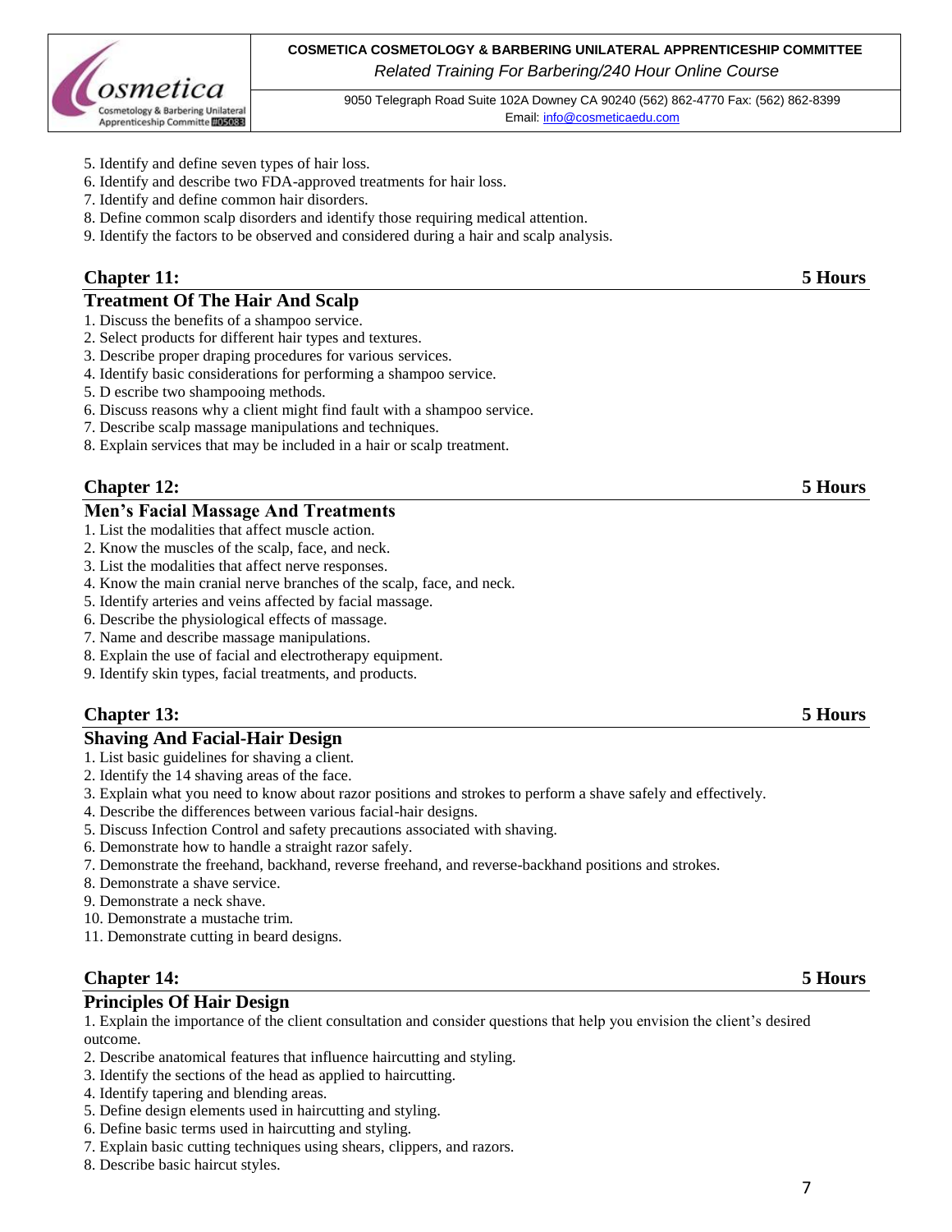5. Identify and define seven types of hair loss.
6. Identify and describe two FDA-approved treatments for hair loss.
7. Identify and define common hair disorders.
8. Define common scalp disorders and identify those requiring medical attention.
9. Identify the factors to be observed and considered during a hair and scalp analysis.

## Chapter 11: 5 Hours

### Treatment Of The Hair And Scalp

1. Discuss the benefits of a shampoo service.
2. Select products for different hair types and textures.
3. Describe proper draping procedures for various services.
4. Identify basic considerations for performing a shampoo service.
5. D escribe two shampooing methods.
6. Discuss reasons why a client might find fault with a shampoo service.
7. Describe scalp massage manipulations and techniques.
8. Explain services that may be included in a hair or scalp treatment.

## Chapter 12: 5 Hours

### Men's Facial Massage And Treatments

1. List the modalities that affect muscle action.
2. Know the muscles of the scalp, face, and neck.
3. List the modalities that affect nerve responses.
4. Know the main cranial nerve branches of the scalp, face, and neck.
5. Identify arteries and veins affected by facial massage.
6. Describe the physiological effects of massage.
7. Name and describe massage manipulations.
8. Explain the use of facial and electrotherapy equipment.
9. Identify skin types, facial treatments, and products.

## Chapter 13: 5 Hours

### Shaving And Facial-Hair Design

1. List basic guidelines for shaving a client.
2. Identify the 14 shaving areas of the face.
3. Explain what you need to know about razor positions and strokes to perform a shave safely and effectively.
4. Describe the differences between various facial-hair designs.
5. Discuss Infection Control and safety precautions associated with shaving.
6. Demonstrate how to handle a straight razor safely.
7. Demonstrate the freehand, backhand, reverse freehand, and reverse-backhand positions and strokes.
8. Demonstrate a shave service.
9. Demonstrate a neck shave.
10. Demonstrate a mustache trim.
11. Demonstrate cutting in beard designs.

## Chapter 14: 5 Hours

### Principles Of Hair Design

1. Explain the importance of the client consultation and consider questions that help you envision the client's desired outcome.
2. Describe anatomical features that influence haircutting and styling.
3. Identify the sections of the head as applied to haircutting.
4. Identify tapering and blending areas.
5. Define design elements used in haircutting and styling.
6. Define basic terms used in haircutting and styling.
7. Explain basic cutting techniques using shears, clippers, and razors.
8. Describe basic haircut styles.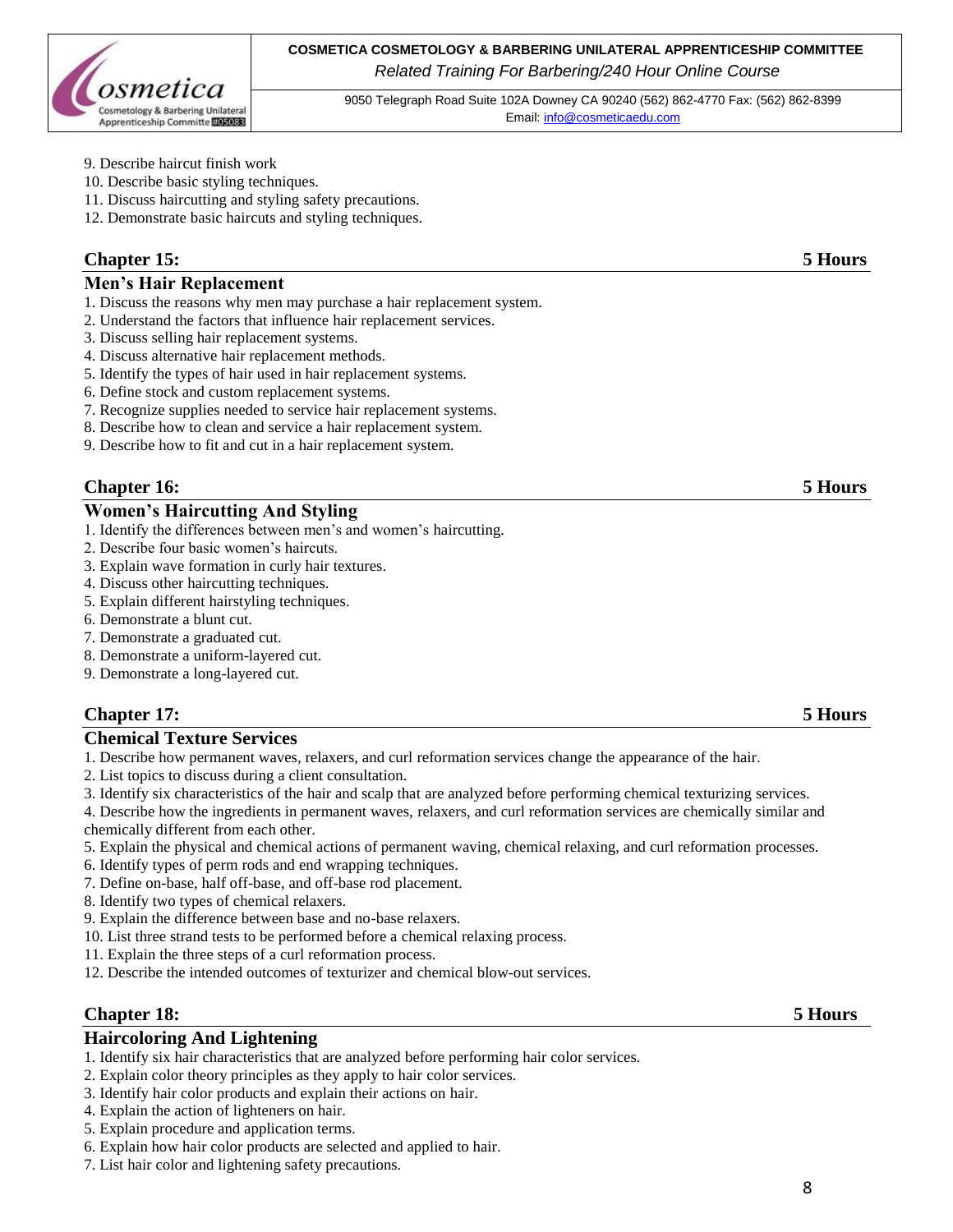9. Describe haircut finish work
10. Describe basic styling techniques.
11. Discuss haircutting and styling safety precautions.
12. Demonstrate basic haircuts and styling techniques.

## Chapter 15: 5 Hours

### Men's Hair Replacement

1. Discuss the reasons why men may purchase a hair replacement system.
2. Understand the factors that influence hair replacement services.
3. Discuss selling hair replacement systems.
4. Discuss alternative hair replacement methods.
5. Identify the types of hair used in hair replacement systems.
6. Define stock and custom replacement systems.
7. Recognize supplies needed to service hair replacement systems.
8. Describe how to clean and service a hair replacement system.
9. Describe how to fit and cut in a hair replacement system.

## Chapter 16: 5 Hours

### Women's Haircutting And Styling

1. Identify the differences between men's and women's haircutting.
2. Describe four basic women's haircuts.
3. Explain wave formation in curly hair textures.
4. Discuss other haircutting techniques.
5. Explain different hairstyling techniques.
6. Demonstrate a blunt cut.
7. Demonstrate a graduated cut.
8. Demonstrate a uniform-layered cut.
9. Demonstrate a long-layered cut.

## Chapter 17: 5 Hours

### Chemical Texture Services

1. Describe how permanent waves, relaxers, and curl reformation services change the appearance of the hair.
2. List topics to discuss during a client consultation.
3. Identify six characteristics of the hair and scalp that are analyzed before performing chemical texturizing services.
4. Describe how the ingredients in permanent waves, relaxers, and curl reformation services are chemically similar and chemically different from each other.
5. Explain the physical and chemical actions of permanent waving, chemical relaxing, and curl reformation processes.
6. Identify types of perm rods and end wrapping techniques.
7. Define on-base, half off-base, and off-base rod placement.
8. Identify two types of chemical relaxers.
9. Explain the difference between base and no-base relaxers.
10. List three strand tests to be performed before a chemical relaxing process.
11. Explain the three steps of a curl reformation process.
12. Describe the intended outcomes of texturizer and chemical blow-out services.

## Chapter 18: 5 Hours

### Haircoloring And Lightening

1. Identify six hair characteristics that are analyzed before performing hair color services.
2. Explain color theory principles as they apply to hair color services.
3. Identify hair color products and explain their actions on hair.
4. Explain the action of lighteners on hair.
5. Explain procedure and application terms.
6. Explain how hair color products are selected and applied to hair.
7. List hair color and lightening safety precautions.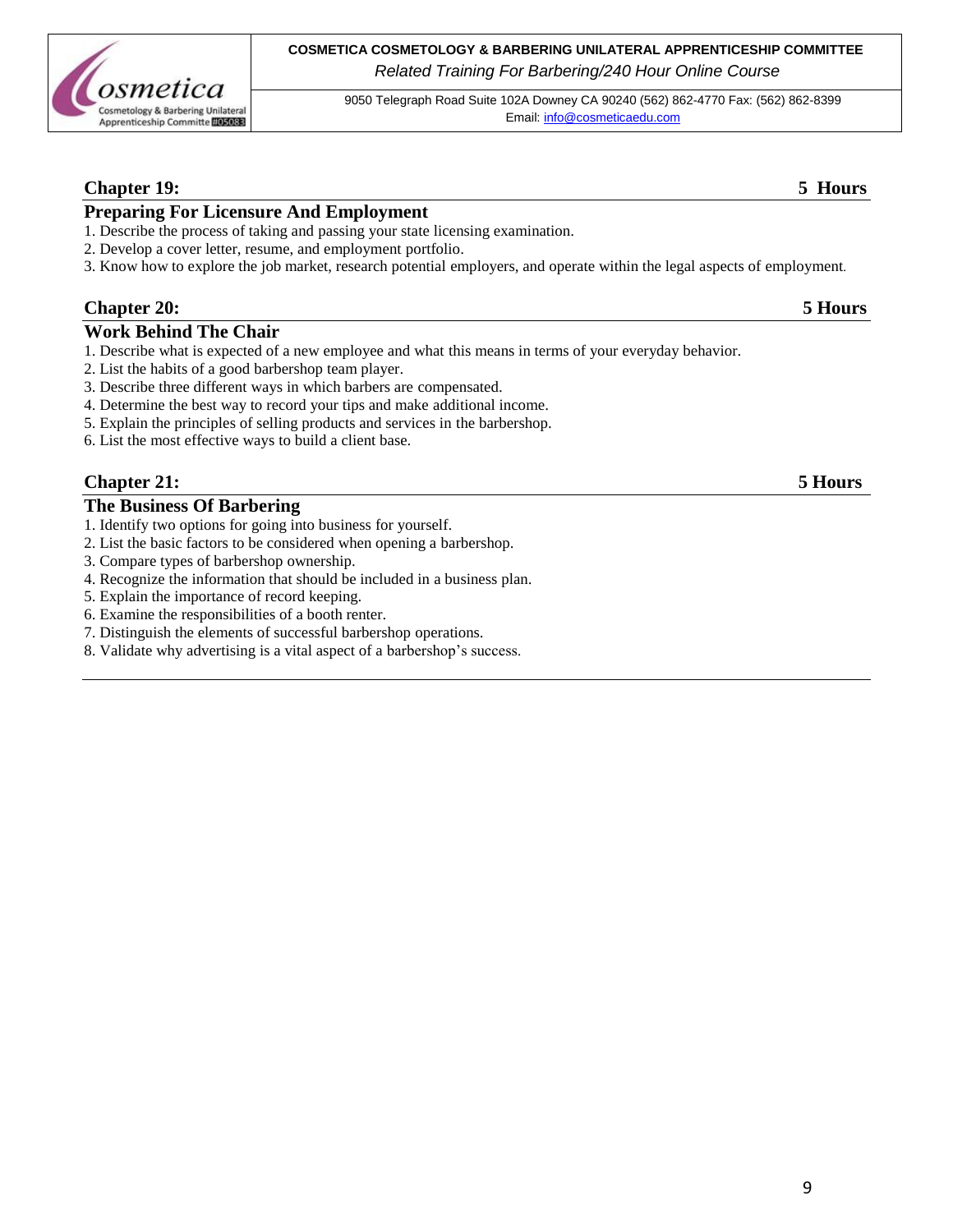## Chapter 19: 5 Hours

### Preparing For Licensure And Employment

1. Describe the process of taking and passing your state licensing examination.
2. Develop a cover letter, resume, and employment portfolio.
3. Know how to explore the job market, research potential employers, and operate within the legal aspects of employment.

## Chapter 20: 5 Hours

### Work Behind The Chair

1. Describe what is expected of a new employee and what this means in terms of your everyday behavior.
2. List the habits of a good barbershop team player.
3. Describe three different ways in which barbers are compensated.
4. Determine the best way to record your tips and make additional income.
5. Explain the principles of selling products and services in the barbershop.
6. List the most effective ways to build a client base.

## Chapter 21: 5 Hours

### The Business Of Barbering

1. Identify two options for going into business for yourself.
2. List the basic factors to be considered when opening a barbershop.
3. Compare types of barbershop ownership.
4. Recognize the information that should be included in a business plan.
5. Explain the importance of record keeping.
6. Examine the responsibilities of a booth renter.
7. Distinguish the elements of successful barbershop operations.
8. Validate why advertising is a vital aspect of a barbershop's success.